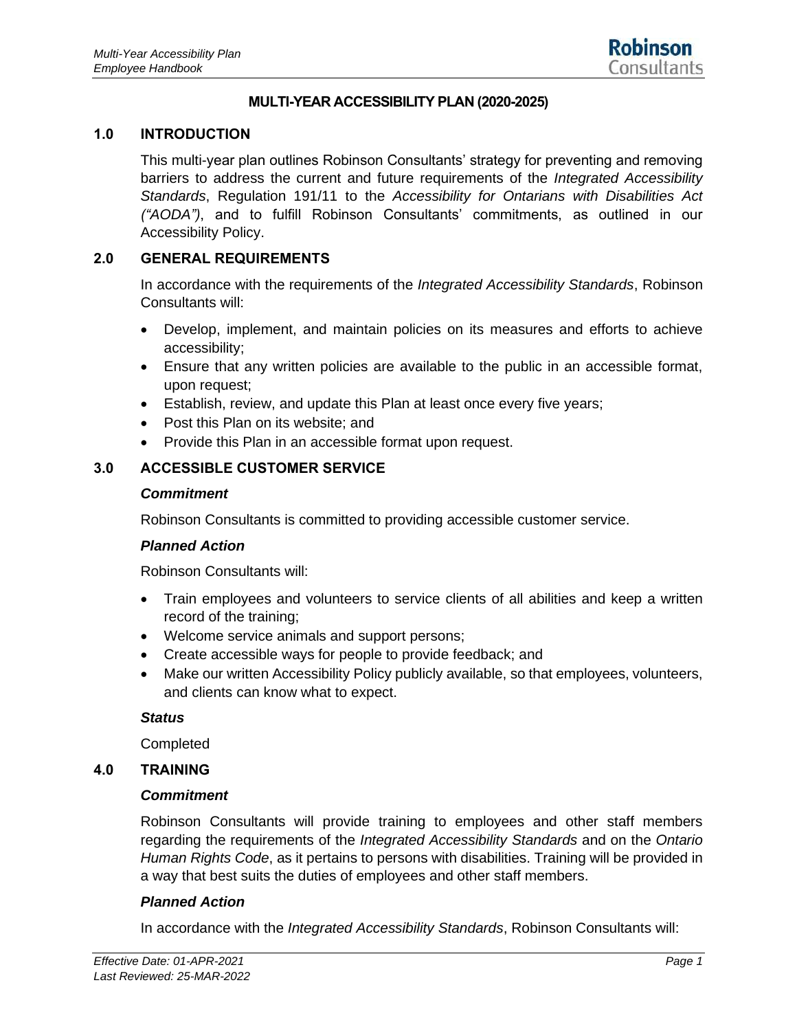# MULTI-YEAR ACCESSIBILITY PLAN (2020-2025)

## 1.0 INTRODUCTION

This multi-year plan outlines Robinson Consultants' strategy for preventing and removing barriers to address the current and future requirements of the *Integrated Accessibility Standards*, Regulation 191/11 to the *Accessibility for Ontarians with Disabilities Act ("AODA")*, and to fulfill Robinson Consultants' commitments, as outlined in our Accessibility Policy.

## 2.0 GENERAL REQUIREMENTS

In accordance with the requirements of the *Integrated Accessibility Standards*, Robinson Consultants will:

- Develop, implement, and maintain policies on its measures and efforts to achieve accessibility;
- Ensure that any written policies are available to the public in an accessible format, upon request;
- Establish, review, and update this Plan at least once every five years;
- Post this Plan on its website; and
- Provide this Plan in an accessible format upon request.

## 3.0 ACCESSIBLE CUSTOMER SERVICE

### *Commitment*

Robinson Consultants is committed to providing accessible customer service.

### *Planned Action*

Robinson Consultants will:

- Train employees and volunteers to service clients of all abilities and keep a written record of the training;
- Welcome service animals and support persons;
- Create accessible ways for people to provide feedback; and
- Make our written Accessibility Policy publicly available, so that employees, volunteers, and clients can know what to expect.

### *Status*

Completed

## 4.0 TRAINING

### *Commitment*

Robinson Consultants will provide training to employees and other staff members regarding the requirements of the *Integrated Accessibility Standards* and on the *Ontario Human Rights Code*, as it pertains to persons with disabilities. Training will be provided in a way that best suits the duties of employees and other staff members.

### *Planned Action*

In accordance with the *Integrated Accessibility Standards*, Robinson Consultants will: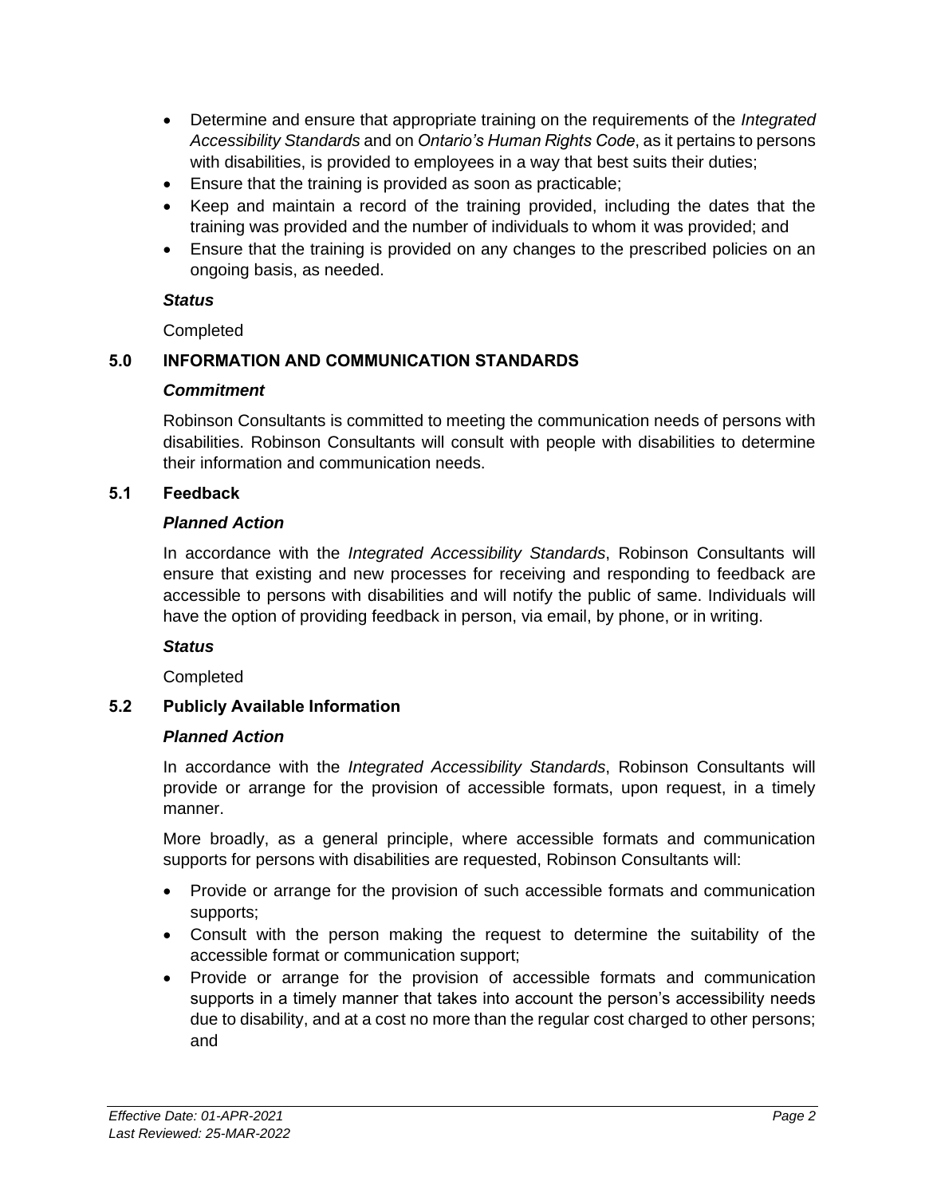- Determine and ensure that appropriate training on the requirements of the *Integrated Accessibility Standards* and on *Ontario's Human Rights Code*, as it pertains to persons with disabilities, is provided to employees in a way that best suits their duties;
- Ensure that the training is provided as soon as practicable;
- Keep and maintain a record of the training provided, including the dates that the training was provided and the number of individuals to whom it was provided; and
- Ensure that the training is provided on any changes to the prescribed policies on an ongoing basis, as needed.

***Status***

Completed

## 5.0 INFORMATION AND COMMUNICATION STANDARDS

***Commitment***

Robinson Consultants is committed to meeting the communication needs of persons with disabilities. Robinson Consultants will consult with people with disabilities to determine their information and communication needs.

### 5.1 Feedback

***Planned Action***

In accordance with the *Integrated Accessibility Standards*, Robinson Consultants will ensure that existing and new processes for receiving and responding to feedback are accessible to persons with disabilities and will notify the public of same. Individuals will have the option of providing feedback in person, via email, by phone, or in writing.

***Status***

Completed

### 5.2 Publicly Available Information

***Planned Action***

In accordance with the *Integrated Accessibility Standards*, Robinson Consultants will provide or arrange for the provision of accessible formats, upon request, in a timely manner.

More broadly, as a general principle, where accessible formats and communication supports for persons with disabilities are requested, Robinson Consultants will:

- Provide or arrange for the provision of such accessible formats and communication supports;
- Consult with the person making the request to determine the suitability of the accessible format or communication support;
- Provide or arrange for the provision of accessible formats and communication supports in a timely manner that takes into account the person's accessibility needs due to disability, and at a cost no more than the regular cost charged to other persons; and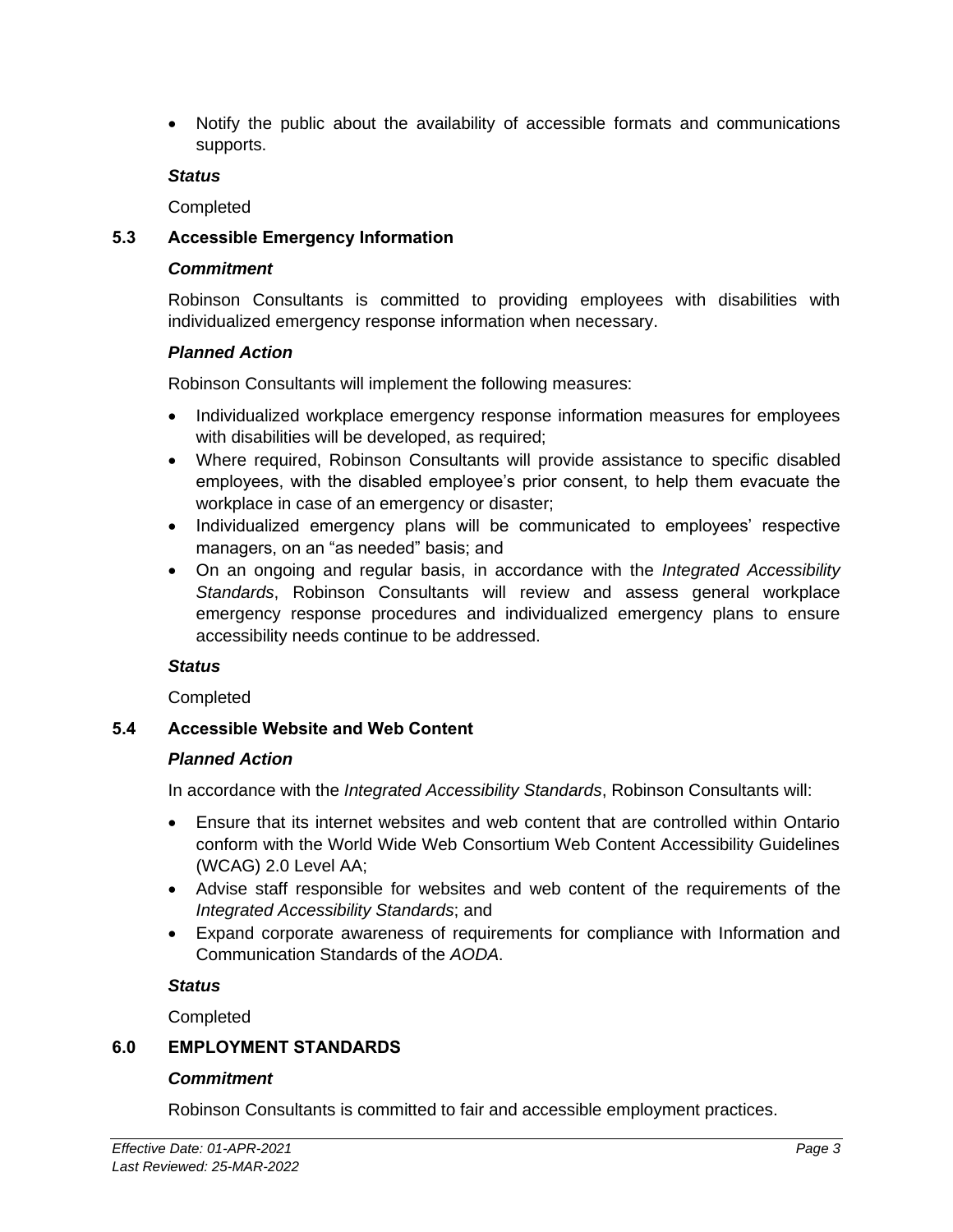- Notify the public about the availability of accessible formats and communications supports.

***Status***

Completed

## 5.3 Accessible Emergency Information

***Commitment***

Robinson Consultants is committed to providing employees with disabilities with individualized emergency response information when necessary.

***Planned Action***

Robinson Consultants will implement the following measures:

- Individualized workplace emergency response information measures for employees with disabilities will be developed, as required;
- Where required, Robinson Consultants will provide assistance to specific disabled employees, with the disabled employee's prior consent, to help them evacuate the workplace in case of an emergency or disaster;
- Individualized emergency plans will be communicated to employees' respective managers, on an "as needed" basis; and
- On an ongoing and regular basis, in accordance with the *Integrated Accessibility Standards*, Robinson Consultants will review and assess general workplace emergency response procedures and individualized emergency plans to ensure accessibility needs continue to be addressed.

***Status***

Completed

## 5.4 Accessible Website and Web Content

***Planned Action***

In accordance with the *Integrated Accessibility Standards*, Robinson Consultants will:

- Ensure that its internet websites and web content that are controlled within Ontario conform with the World Wide Web Consortium Web Content Accessibility Guidelines (WCAG) 2.0 Level AA;
- Advise staff responsible for websites and web content of the requirements of the *Integrated Accessibility Standards*; and
- Expand corporate awareness of requirements for compliance with Information and Communication Standards of the *AODA*.

***Status***

Completed

# 6.0 EMPLOYMENT STANDARDS

***Commitment***

Robinson Consultants is committed to fair and accessible employment practices.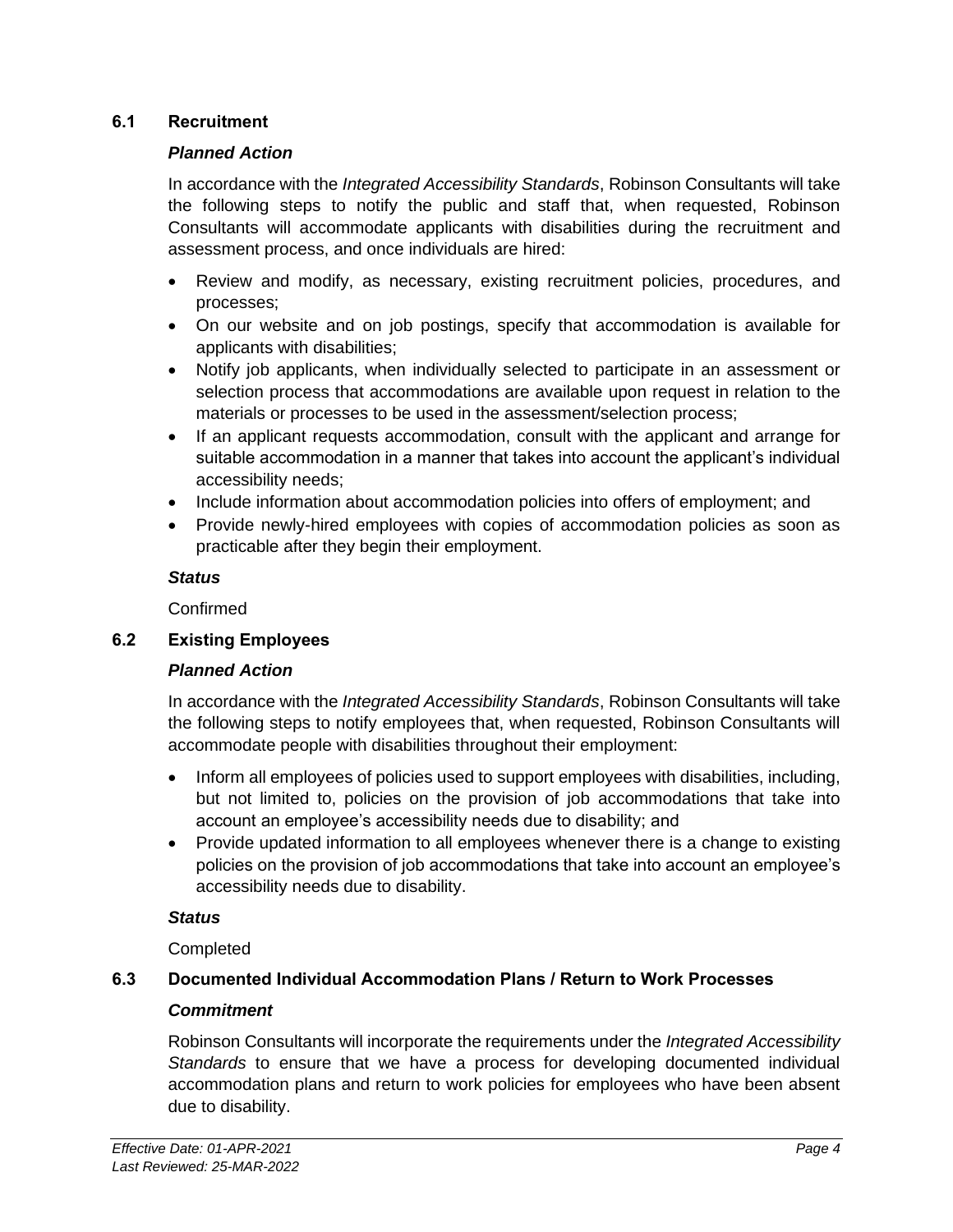## 6.1 Recruitment

### *Planned Action*

In accordance with the *Integrated Accessibility Standards*, Robinson Consultants will take the following steps to notify the public and staff that, when requested, Robinson Consultants will accommodate applicants with disabilities during the recruitment and assessment process, and once individuals are hired:

- Review and modify, as necessary, existing recruitment policies, procedures, and processes;
- On our website and on job postings, specify that accommodation is available for applicants with disabilities;
- Notify job applicants, when individually selected to participate in an assessment or selection process that accommodations are available upon request in relation to the materials or processes to be used in the assessment/selection process;
- If an applicant requests accommodation, consult with the applicant and arrange for suitable accommodation in a manner that takes into account the applicant's individual accessibility needs;
- Include information about accommodation policies into offers of employment; and
- Provide newly-hired employees with copies of accommodation policies as soon as practicable after they begin their employment.

### *Status*

Confirmed

## 6.2 Existing Employees

### *Planned Action*

In accordance with the *Integrated Accessibility Standards*, Robinson Consultants will take the following steps to notify employees that, when requested, Robinson Consultants will accommodate people with disabilities throughout their employment:

- Inform all employees of policies used to support employees with disabilities, including, but not limited to, policies on the provision of job accommodations that take into account an employee's accessibility needs due to disability; and
- Provide updated information to all employees whenever there is a change to existing policies on the provision of job accommodations that take into account an employee's accessibility needs due to disability.

### *Status*

Completed

## 6.3 Documented Individual Accommodation Plans / Return to Work Processes

### *Commitment*

Robinson Consultants will incorporate the requirements under the *Integrated Accessibility Standards* to ensure that we have a process for developing documented individual accommodation plans and return to work policies for employees who have been absent due to disability.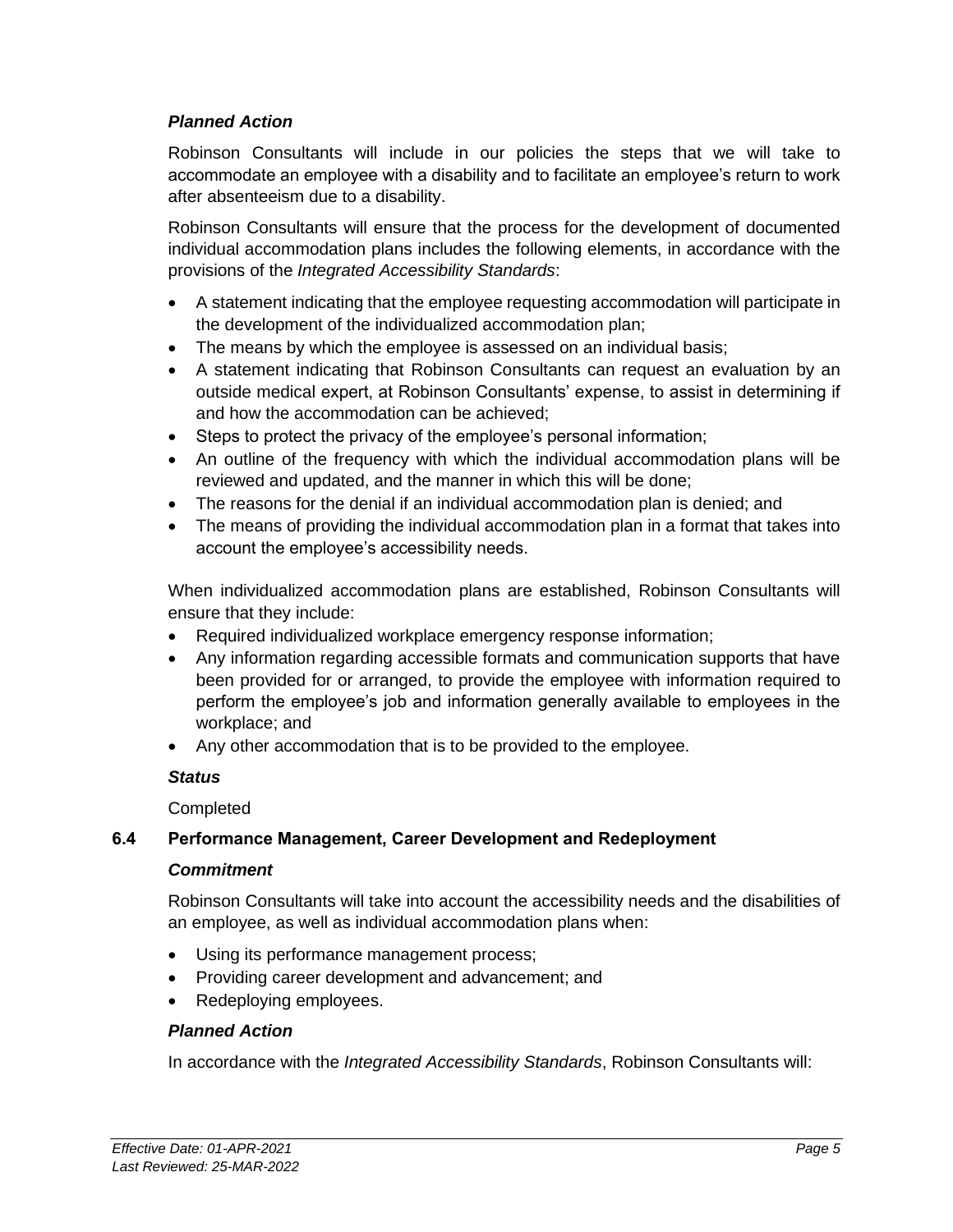***Planned Action***

Robinson Consultants will include in our policies the steps that we will take to accommodate an employee with a disability and to facilitate an employee's return to work after absenteeism due to a disability.

Robinson Consultants will ensure that the process for the development of documented individual accommodation plans includes the following elements, in accordance with the provisions of the *Integrated Accessibility Standards*:

- A statement indicating that the employee requesting accommodation will participate in the development of the individualized accommodation plan;
- The means by which the employee is assessed on an individual basis;
- A statement indicating that Robinson Consultants can request an evaluation by an outside medical expert, at Robinson Consultants' expense, to assist in determining if and how the accommodation can be achieved;
- Steps to protect the privacy of the employee's personal information;
- An outline of the frequency with which the individual accommodation plans will be reviewed and updated, and the manner in which this will be done;
- The reasons for the denial if an individual accommodation plan is denied; and
- The means of providing the individual accommodation plan in a format that takes into account the employee's accessibility needs.

When individualized accommodation plans are established, Robinson Consultants will ensure that they include:

- Required individualized workplace emergency response information;
- Any information regarding accessible formats and communication supports that have been provided for or arranged, to provide the employee with information required to perform the employee's job and information generally available to employees in the workplace; and
- Any other accommodation that is to be provided to the employee.

***Status***

Completed

### 6.4 Performance Management, Career Development and Redeployment

***Commitment***

Robinson Consultants will take into account the accessibility needs and the disabilities of an employee, as well as individual accommodation plans when:

- Using its performance management process;
- Providing career development and advancement; and
- Redeploying employees.

***Planned Action***

In accordance with the *Integrated Accessibility Standards*, Robinson Consultants will: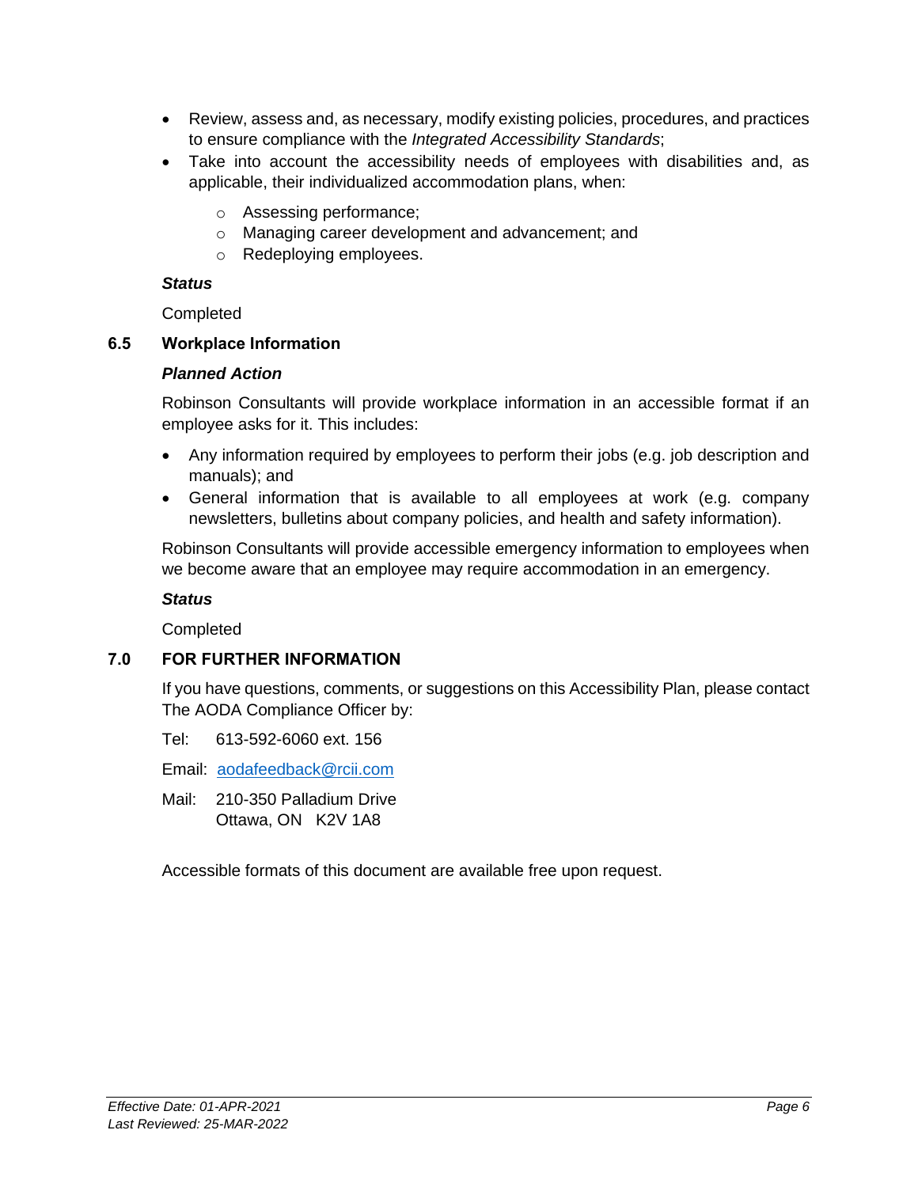- Review, assess and, as necessary, modify existing policies, procedures, and practices to ensure compliance with the *Integrated Accessibility Standards*;
- Take into account the accessibility needs of employees with disabilities and, as applicable, their individualized accommodation plans, when:
  - Assessing performance;
  - Managing career development and advancement; and
  - Redeploying employees.

***Status***

Completed

### 6.5 Workplace Information

***Planned Action***

Robinson Consultants will provide workplace information in an accessible format if an employee asks for it. This includes:

- Any information required by employees to perform their jobs (e.g. job description and manuals); and
- General information that is available to all employees at work (e.g. company newsletters, bulletins about company policies, and health and safety information).

Robinson Consultants will provide accessible emergency information to employees when we become aware that an employee may require accommodation in an emergency.

***Status***

Completed

## 7.0 FOR FURTHER INFORMATION

If you have questions, comments, or suggestions on this Accessibility Plan, please contact The AODA Compliance Officer by:

Tel: 613-592-6060 ext. 156

Email: aodafeedback@rcii.com

Mail: 210-350 Palladium Drive
Ottawa, ON K2V 1A8

Accessible formats of this document are available free upon request.

*Effective Date: 01-APR-2021*
*Last Reviewed: 25-MAR-2022*